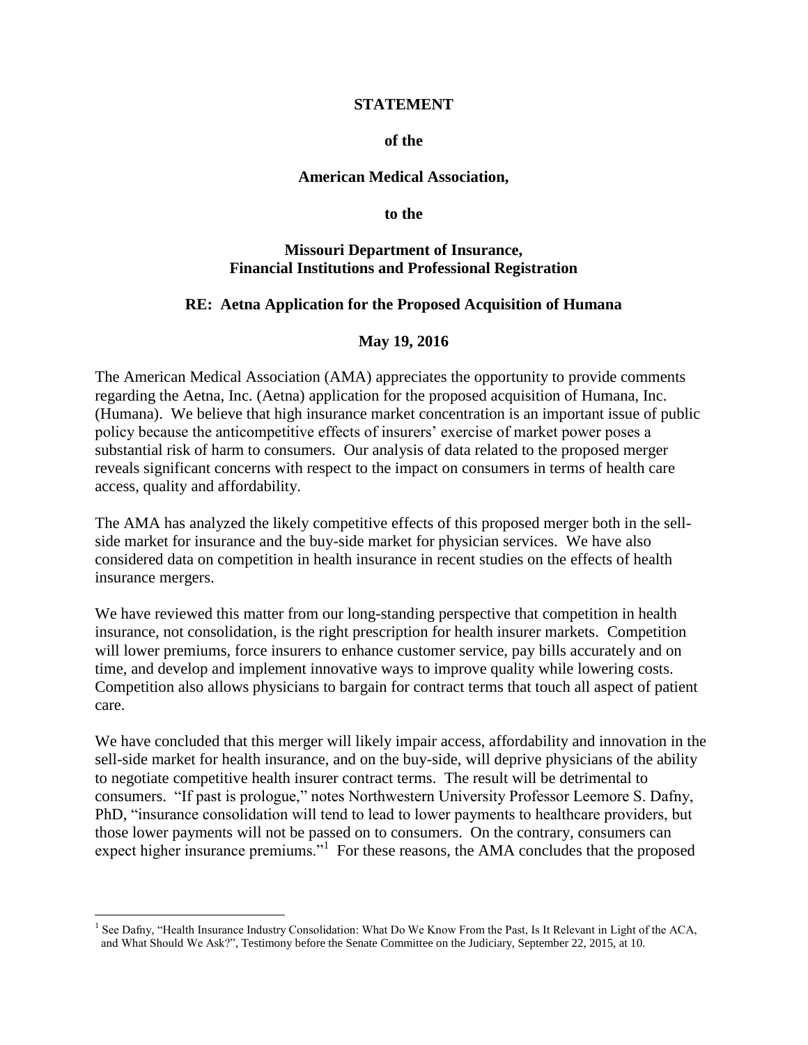**STATEMENT**

**of the**

**American Medical Association,**

**to the**

**Missouri Department of Insurance, Financial Institutions and Professional Registration**

**RE: Aetna Application for the Proposed Acquisition of Humana**

**May 19, 2016**

The American Medical Association (AMA) appreciates the opportunity to provide comments regarding the Aetna, Inc. (Aetna) application for the proposed acquisition of Humana, Inc. (Humana). We believe that high insurance market concentration is an important issue of public policy because the anticompetitive effects of insurers' exercise of market power poses a substantial risk of harm to consumers. Our analysis of data related to the proposed merger reveals significant concerns with respect to the impact on consumers in terms of health care access, quality and affordability.

The AMA has analyzed the likely competitive effects of this proposed merger both in the sell-side market for insurance and the buy-side market for physician services. We have also considered data on competition in health insurance in recent studies on the effects of health insurance mergers.

We have reviewed this matter from our long-standing perspective that competition in health insurance, not consolidation, is the right prescription for health insurer markets. Competition will lower premiums, force insurers to enhance customer service, pay bills accurately and on time, and develop and implement innovative ways to improve quality while lowering costs. Competition also allows physicians to bargain for contract terms that touch all aspect of patient care.

We have concluded that this merger will likely impair access, affordability and innovation in the sell-side market for health insurance, and on the buy-side, will deprive physicians of the ability to negotiate competitive health insurer contract terms. The result will be detrimental to consumers. "If past is prologue," notes Northwestern University Professor Leemore S. Dafny, PhD, "insurance consolidation will tend to lead to lower payments to healthcare providers, but those lower payments will not be passed on to consumers. On the contrary, consumers can expect higher insurance premiums."[1] For these reasons, the AMA concludes that the proposed

---

[1] See Dafny, "Health Insurance Industry Consolidation: What Do We Know From the Past, Is It Relevant in Light of the ACA, and What Should We Ask?", Testimony before the Senate Committee on the Judiciary, September 22, 2015, at 10.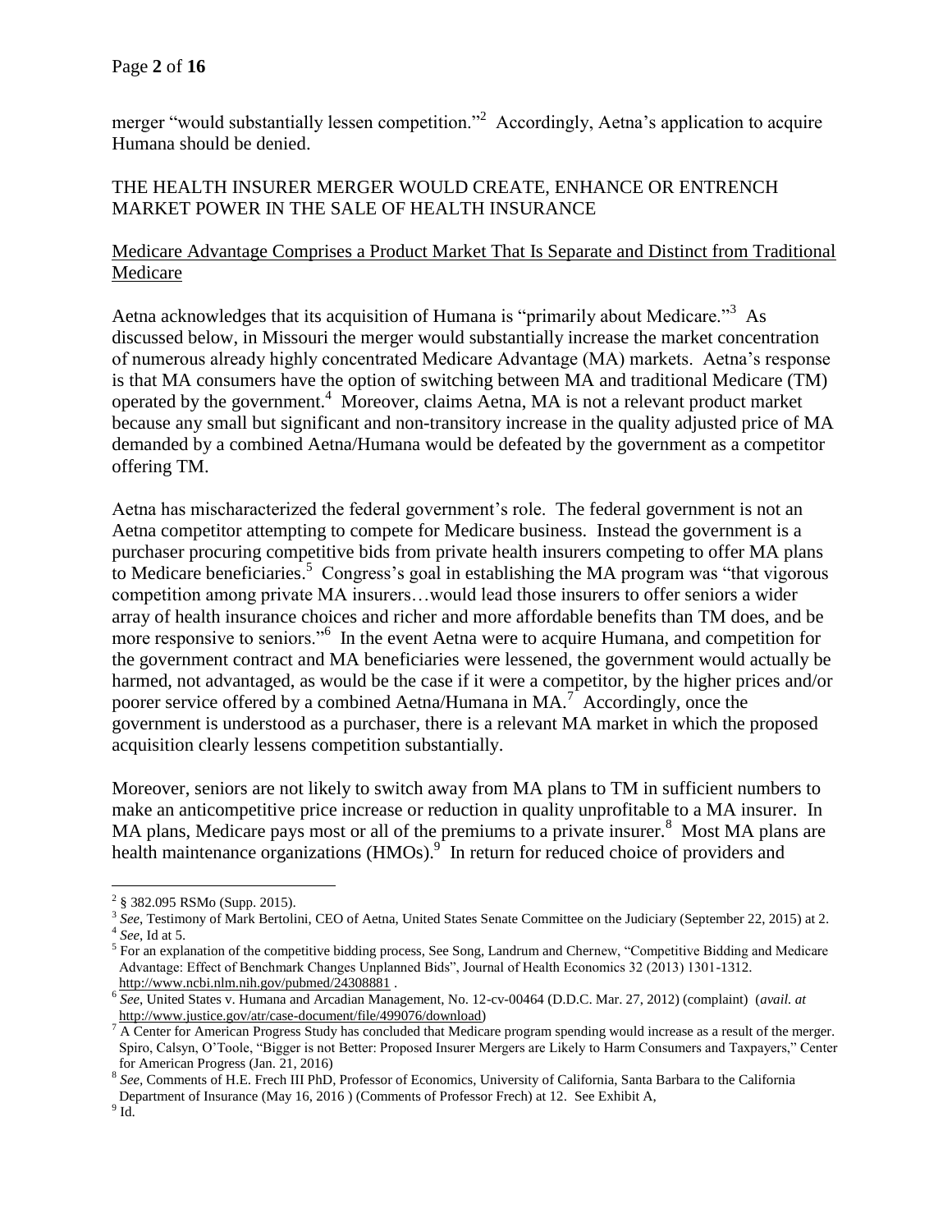merger "would substantially lessen competition."[2] Accordingly, Aetna's application to acquire Humana should be denied.

## THE HEALTH INSURER MERGER WOULD CREATE, ENHANCE OR ENTRENCH MARKET POWER IN THE SALE OF HEALTH INSURANCE

### Medicare Advantage Comprises a Product Market That Is Separate and Distinct from Traditional Medicare

Aetna acknowledges that its acquisition of Humana is "primarily about Medicare."[3] As discussed below, in Missouri the merger would substantially increase the market concentration of numerous already highly concentrated Medicare Advantage (MA) markets. Aetna's response is that MA consumers have the option of switching between MA and traditional Medicare (TM) operated by the government.[4] Moreover, claims Aetna, MA is not a relevant product market because any small but significant and non-transitory increase in the quality adjusted price of MA demanded by a combined Aetna/Humana would be defeated by the government as a competitor offering TM.

Aetna has mischaracterized the federal government's role. The federal government is not an Aetna competitor attempting to compete for Medicare business. Instead the government is a purchaser procuring competitive bids from private health insurers competing to offer MA plans to Medicare beneficiaries.[5] Congress's goal in establishing the MA program was "that vigorous competition among private MA insurers…would lead those insurers to offer seniors a wider array of health insurance choices and richer and more affordable benefits than TM does, and be more responsive to seniors."[6] In the event Aetna were to acquire Humana, and competition for the government contract and MA beneficiaries were lessened, the government would actually be harmed, not advantaged, as would be the case if it were a competitor, by the higher prices and/or poorer service offered by a combined Aetna/Humana in MA.[7] Accordingly, once the government is understood as a purchaser, there is a relevant MA market in which the proposed acquisition clearly lessens competition substantially.

Moreover, seniors are not likely to switch away from MA plans to TM in sufficient numbers to make an anticompetitive price increase or reduction in quality unprofitable to a MA insurer. In MA plans, Medicare pays most or all of the premiums to a private insurer.[8] Most MA plans are health maintenance organizations (HMOs).[9] In return for reduced choice of providers and

---

[2] § 382.095 RSMo (Supp. 2015).

[3] *See*, Testimony of Mark Bertolini, CEO of Aetna, United States Senate Committee on the Judiciary (September 22, 2015) at 2.

[4] *See*, Id at 5.

[5] For an explanation of the competitive bidding process, See Song, Landrum and Chernew, "Competitive Bidding and Medicare Advantage: Effect of Benchmark Changes Unplanned Bids", Journal of Health Economics 32 (2013) 1301-1312. http://www.ncbi.nlm.nih.gov/pubmed/24308881 .

[6] *See*, United States v. Humana and Arcadian Management, No. 12-cv-00464 (D.D.C. Mar. 27, 2012) (complaint) (*avail. at* http://www.justice.gov/atr/case-document/file/499076/download)

[7] A Center for American Progress Study has concluded that Medicare program spending would increase as a result of the merger. Spiro, Calsyn, O'Toole, "Bigger is not Better: Proposed Insurer Mergers are Likely to Harm Consumers and Taxpayers," Center for American Progress (Jan. 21, 2016)

[8] *See*, Comments of H.E. Frech III PhD, Professor of Economics, University of California, Santa Barbara to the California Department of Insurance (May 16, 2016 ) (Comments of Professor Frech) at 12. See Exhibit A,

[9] Id.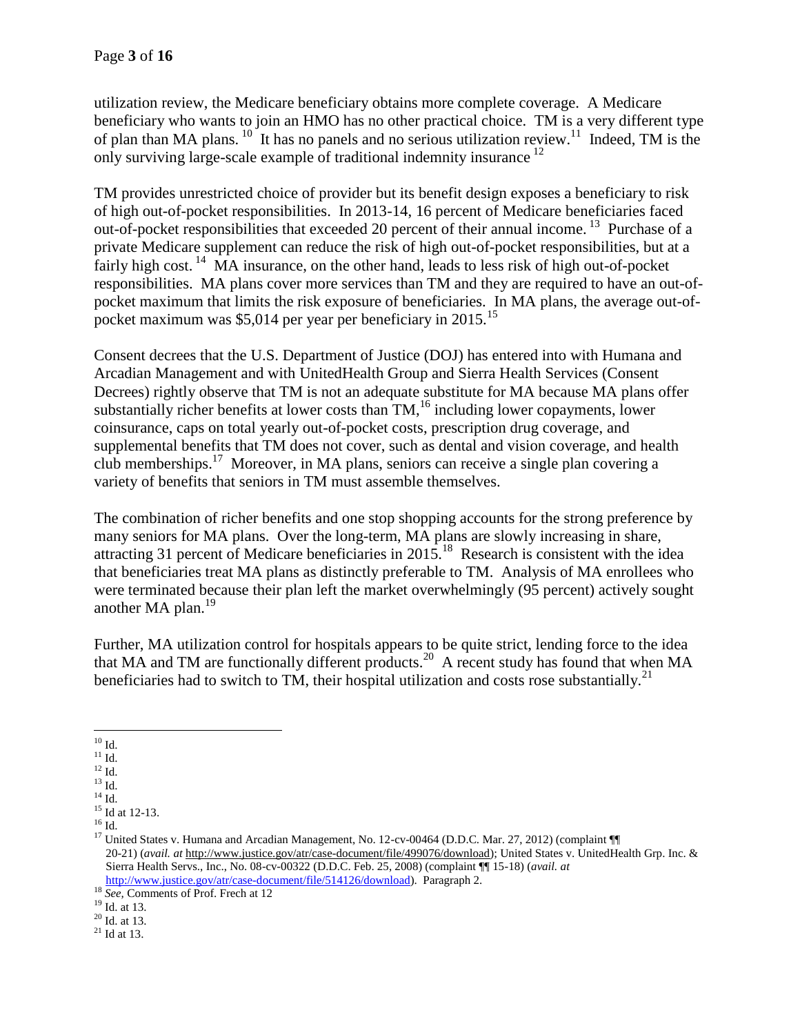utilization review, the Medicare beneficiary obtains more complete coverage. A Medicare beneficiary who wants to join an HMO has no other practical choice. TM is a very different type of plan than MA plans. [10] It has no panels and no serious utilization review.[11] Indeed, TM is the only surviving large-scale example of traditional indemnity insurance [12]

TM provides unrestricted choice of provider but its benefit design exposes a beneficiary to risk of high out-of-pocket responsibilities. In 2013-14, 16 percent of Medicare beneficiaries faced out-of-pocket responsibilities that exceeded 20 percent of their annual income. [13] Purchase of a private Medicare supplement can reduce the risk of high out-of-pocket responsibilities, but at a fairly high cost. [14] MA insurance, on the other hand, leads to less risk of high out-of-pocket responsibilities. MA plans cover more services than TM and they are required to have an out-of-pocket maximum that limits the risk exposure of beneficiaries. In MA plans, the average out-of-pocket maximum was $5,014 per year per beneficiary in 2015.[15]

Consent decrees that the U.S. Department of Justice (DOJ) has entered into with Humana and Arcadian Management and with UnitedHealth Group and Sierra Health Services (Consent Decrees) rightly observe that TM is not an adequate substitute for MA because MA plans offer substantially richer benefits at lower costs than TM,[16] including lower copayments, lower coinsurance, caps on total yearly out-of-pocket costs, prescription drug coverage, and supplemental benefits that TM does not cover, such as dental and vision coverage, and health club memberships.[17] Moreover, in MA plans, seniors can receive a single plan covering a variety of benefits that seniors in TM must assemble themselves.

The combination of richer benefits and one stop shopping accounts for the strong preference by many seniors for MA plans. Over the long-term, MA plans are slowly increasing in share, attracting 31 percent of Medicare beneficiaries in 2015.[18] Research is consistent with the idea that beneficiaries treat MA plans as distinctly preferable to TM. Analysis of MA enrollees who were terminated because their plan left the market overwhelmingly (95 percent) actively sought another MA plan.[19]

Further, MA utilization control for hospitals appears to be quite strict, lending force to the idea that MA and TM are functionally different products.[20] A recent study has found that when MA beneficiaries had to switch to TM, their hospital utilization and costs rose substantially.[21]

---

[10] Id.

[11] Id.

[12] Id.

[13] Id.

[14] Id.

[15] Id at 12-13.

[16] Id.

[17] United States v. Humana and Arcadian Management, No. 12-cv-00464 (D.D.C. Mar. 27, 2012) (complaint ¶¶ 20-21) (*avail. at* http://www.justice.gov/atr/case-document/file/499076/download); United States v. UnitedHealth Grp. Inc. & Sierra Health Servs., Inc., No. 08-cv-00322 (D.D.C. Feb. 25, 2008) (complaint ¶¶ 15-18) (*avail. at* http://www.justice.gov/atr/case-document/file/514126/download). Paragraph 2.

[18] *See,* Comments of Prof. Frech at 12

[19] Id. at 13.

[20] Id. at 13.

[21] Id at 13.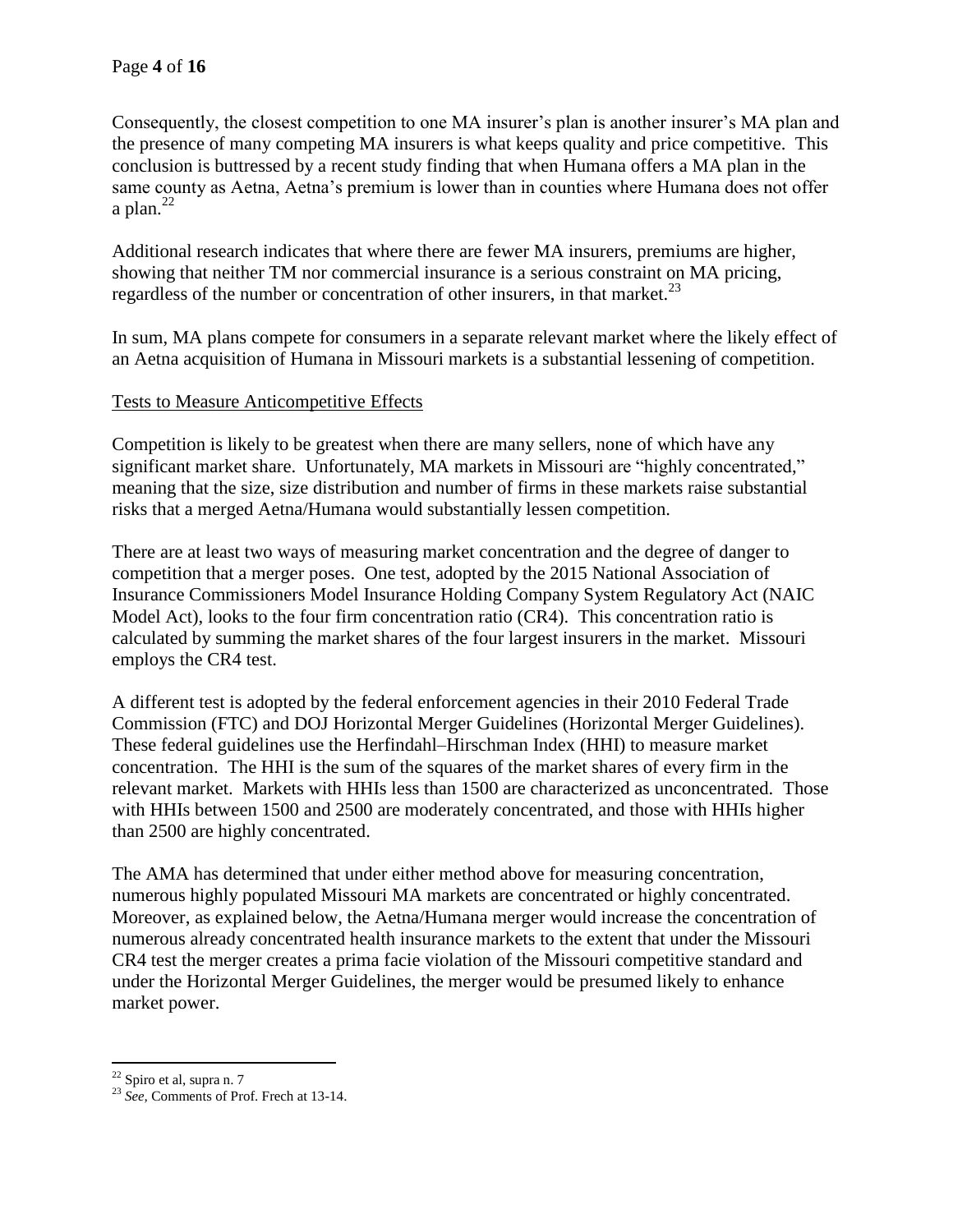Consequently, the closest competition to one MA insurer's plan is another insurer's MA plan and the presence of many competing MA insurers is what keeps quality and price competitive. This conclusion is buttressed by a recent study finding that when Humana offers a MA plan in the same county as Aetna, Aetna's premium is lower than in counties where Humana does not offer a plan.[22]

Additional research indicates that where there are fewer MA insurers, premiums are higher, showing that neither TM nor commercial insurance is a serious constraint on MA pricing, regardless of the number or concentration of other insurers, in that market.[23]

In sum, MA plans compete for consumers in a separate relevant market where the likely effect of an Aetna acquisition of Humana in Missouri markets is a substantial lessening of competition.

Tests to Measure Anticompetitive Effects

Competition is likely to be greatest when there are many sellers, none of which have any significant market share. Unfortunately, MA markets in Missouri are "highly concentrated," meaning that the size, size distribution and number of firms in these markets raise substantial risks that a merged Aetna/Humana would substantially lessen competition.

There are at least two ways of measuring market concentration and the degree of danger to competition that a merger poses. One test, adopted by the 2015 National Association of Insurance Commissioners Model Insurance Holding Company System Regulatory Act (NAIC Model Act), looks to the four firm concentration ratio (CR4). This concentration ratio is calculated by summing the market shares of the four largest insurers in the market. Missouri employs the CR4 test.

A different test is adopted by the federal enforcement agencies in their 2010 Federal Trade Commission (FTC) and DOJ Horizontal Merger Guidelines (Horizontal Merger Guidelines). These federal guidelines use the Herfindahl–Hirschman Index (HHI) to measure market concentration. The HHI is the sum of the squares of the market shares of every firm in the relevant market. Markets with HHIs less than 1500 are characterized as unconcentrated. Those with HHIs between 1500 and 2500 are moderately concentrated, and those with HHIs higher than 2500 are highly concentrated.

The AMA has determined that under either method above for measuring concentration, numerous highly populated Missouri MA markets are concentrated or highly concentrated. Moreover, as explained below, the Aetna/Humana merger would increase the concentration of numerous already concentrated health insurance markets to the extent that under the Missouri CR4 test the merger creates a prima facie violation of the Missouri competitive standard and under the Horizontal Merger Guidelines, the merger would be presumed likely to enhance market power.

---

[22] Spiro et al, supra n. 7

[23] *See,* Comments of Prof. Frech at 13-14.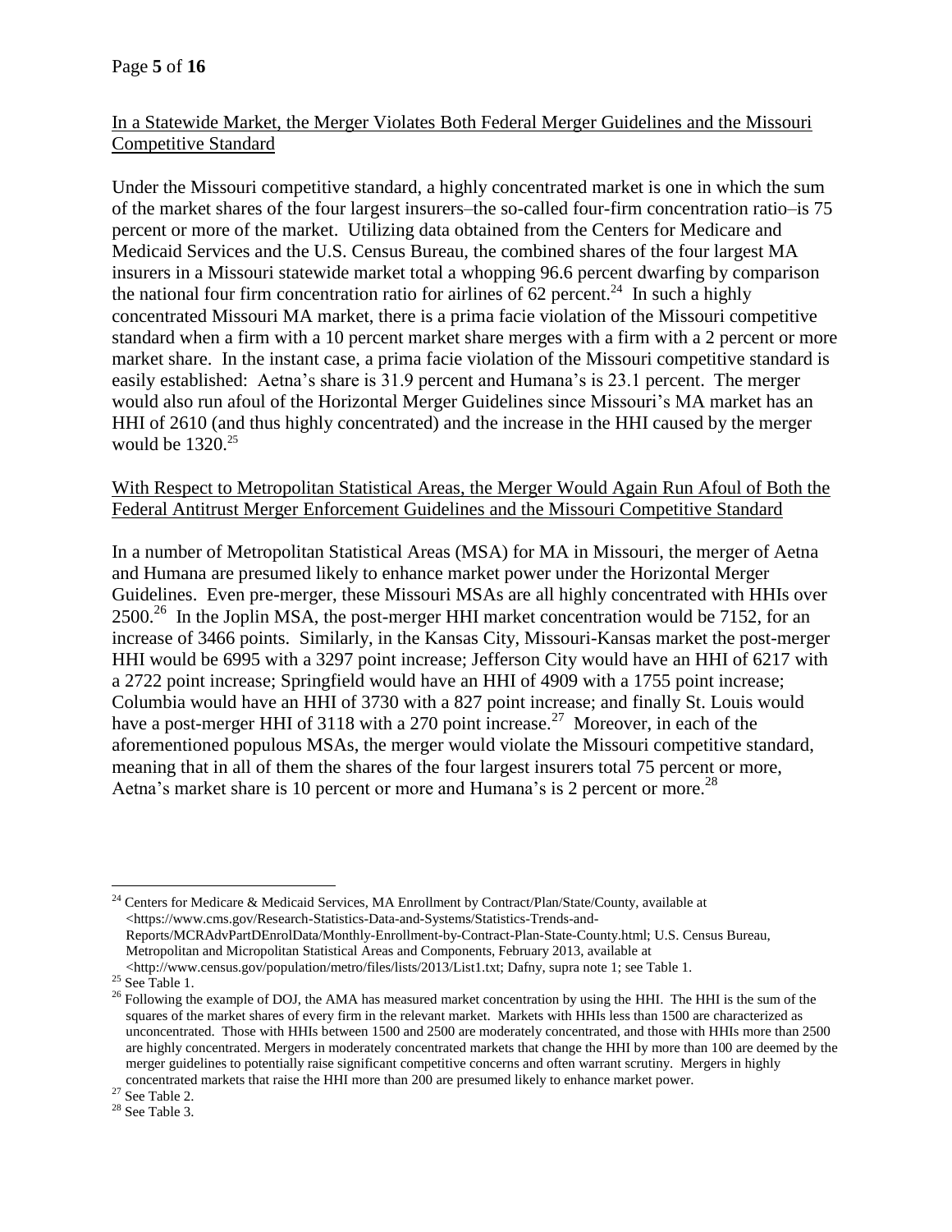<u>In a Statewide Market, the Merger Violates Both Federal Merger Guidelines and the Missouri Competitive Standard</u>

Under the Missouri competitive standard, a highly concentrated market is one in which the sum of the market shares of the four largest insurers–the so-called four-firm concentration ratio–is 75 percent or more of the market. Utilizing data obtained from the Centers for Medicare and Medicaid Services and the U.S. Census Bureau, the combined shares of the four largest MA insurers in a Missouri statewide market total a whopping 96.6 percent dwarfing by comparison the national four firm concentration ratio for airlines of 62 percent.[24] In such a highly concentrated Missouri MA market, there is a prima facie violation of the Missouri competitive standard when a firm with a 10 percent market share merges with a firm with a 2 percent or more market share. In the instant case, a prima facie violation of the Missouri competitive standard is easily established: Aetna's share is 31.9 percent and Humana's is 23.1 percent. The merger would also run afoul of the Horizontal Merger Guidelines since Missouri's MA market has an HHI of 2610 (and thus highly concentrated) and the increase in the HHI caused by the merger would be 1320.[25]

<u>With Respect to Metropolitan Statistical Areas, the Merger Would Again Run Afoul of Both the Federal Antitrust Merger Enforcement Guidelines and the Missouri Competitive Standard</u>

In a number of Metropolitan Statistical Areas (MSA) for MA in Missouri, the merger of Aetna and Humana are presumed likely to enhance market power under the Horizontal Merger Guidelines. Even pre-merger, these Missouri MSAs are all highly concentrated with HHIs over 2500.[26] In the Joplin MSA, the post-merger HHI market concentration would be 7152, for an increase of 3466 points. Similarly, in the Kansas City, Missouri-Kansas market the post-merger HHI would be 6995 with a 3297 point increase; Jefferson City would have an HHI of 6217 with a 2722 point increase; Springfield would have an HHI of 4909 with a 1755 point increase; Columbia would have an HHI of 3730 with a 827 point increase; and finally St. Louis would have a post-merger HHI of 3118 with a 270 point increase.[27] Moreover, in each of the aforementioned populous MSAs, the merger would violate the Missouri competitive standard, meaning that in all of them the shares of the four largest insurers total 75 percent or more, Aetna's market share is 10 percent or more and Humana's is 2 percent or more.[28]

---

[24] Centers for Medicare & Medicaid Services, MA Enrollment by Contract/Plan/State/County, available at <https://www.cms.gov/Research-Statistics-Data-and-Systems/Statistics-Trends-and-Reports/MCRAdvPartDEnrolData/Monthly-Enrollment-by-Contract-Plan-State-County.html; U.S. Census Bureau, Metropolitan and Micropolitan Statistical Areas and Components, February 2013, available at <http://www.census.gov/population/metro/files/lists/2013/List1.txt; Dafny, supra note 1; see Table 1.

[25] See Table 1.

[26] Following the example of DOJ, the AMA has measured market concentration by using the HHI. The HHI is the sum of the squares of the market shares of every firm in the relevant market. Markets with HHIs less than 1500 are characterized as unconcentrated. Those with HHIs between 1500 and 2500 are moderately concentrated, and those with HHIs more than 2500 are highly concentrated. Mergers in moderately concentrated markets that change the HHI by more than 100 are deemed by the merger guidelines to potentially raise significant competitive concerns and often warrant scrutiny. Mergers in highly concentrated markets that raise the HHI more than 200 are presumed likely to enhance market power.

[27] See Table 2.

[28] See Table 3.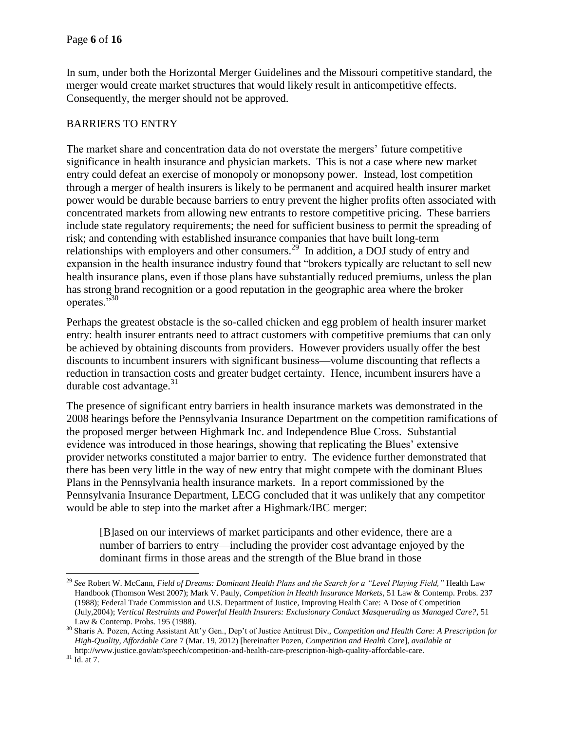In sum, under both the Horizontal Merger Guidelines and the Missouri competitive standard, the merger would create market structures that would likely result in anticompetitive effects. Consequently, the merger should not be approved.

## BARRIERS TO ENTRY

The market share and concentration data do not overstate the mergers' future competitive significance in health insurance and physician markets. This is not a case where new market entry could defeat an exercise of monopoly or monopsony power. Instead, lost competition through a merger of health insurers is likely to be permanent and acquired health insurer market power would be durable because barriers to entry prevent the higher profits often associated with concentrated markets from allowing new entrants to restore competitive pricing. These barriers include state regulatory requirements; the need for sufficient business to permit the spreading of risk; and contending with established insurance companies that have built long-term relationships with employers and other consumers.[29] In addition, a DOJ study of entry and expansion in the health insurance industry found that "brokers typically are reluctant to sell new health insurance plans, even if those plans have substantially reduced premiums, unless the plan has strong brand recognition or a good reputation in the geographic area where the broker operates."[30]

Perhaps the greatest obstacle is the so-called chicken and egg problem of health insurer market entry: health insurer entrants need to attract customers with competitive premiums that can only be achieved by obtaining discounts from providers. However providers usually offer the best discounts to incumbent insurers with significant business—volume discounting that reflects a reduction in transaction costs and greater budget certainty. Hence, incumbent insurers have a durable cost advantage.[31]

The presence of significant entry barriers in health insurance markets was demonstrated in the 2008 hearings before the Pennsylvania Insurance Department on the competition ramifications of the proposed merger between Highmark Inc. and Independence Blue Cross. Substantial evidence was introduced in those hearings, showing that replicating the Blues' extensive provider networks constituted a major barrier to entry. The evidence further demonstrated that there has been very little in the way of new entry that might compete with the dominant Blues Plans in the Pennsylvania health insurance markets. In a report commissioned by the Pennsylvania Insurance Department, LECG concluded that it was unlikely that any competitor would be able to step into the market after a Highmark/IBC merger:

> [B]ased on our interviews of market participants and other evidence, there are a number of barriers to entry—including the provider cost advantage enjoyed by the dominant firms in those areas and the strength of the Blue brand in those

---

[29] *See* Robert W. McCann, *Field of Dreams: Dominant Health Plans and the Search for a "Level Playing Field,"* Health Law Handbook (Thomson West 2007); Mark V. Pauly, *Competition in Health Insurance Markets*, 51 Law & Contemp. Probs. 237 (1988); Federal Trade Commission and U.S. Department of Justice, Improving Health Care: A Dose of Competition (July,2004); *Vertical Restraints and Powerful Health Insurers: Exclusionary Conduct Masquerading as Managed Care?*, 51 Law & Contemp. Probs. 195 (1988).

[30] Sharis A. Pozen, Acting Assistant Att'y Gen., Dep't of Justice Antitrust Div., *Competition and Health Care: A Prescription for High-Quality, Affordable Care* 7 (Mar. 19, 2012) [hereinafter Pozen, *Competition and Health Care*], *available at* http://www.justice.gov/atr/speech/competition-and-health-care-prescription-high-quality-affordable-care.

[31] Id. at 7.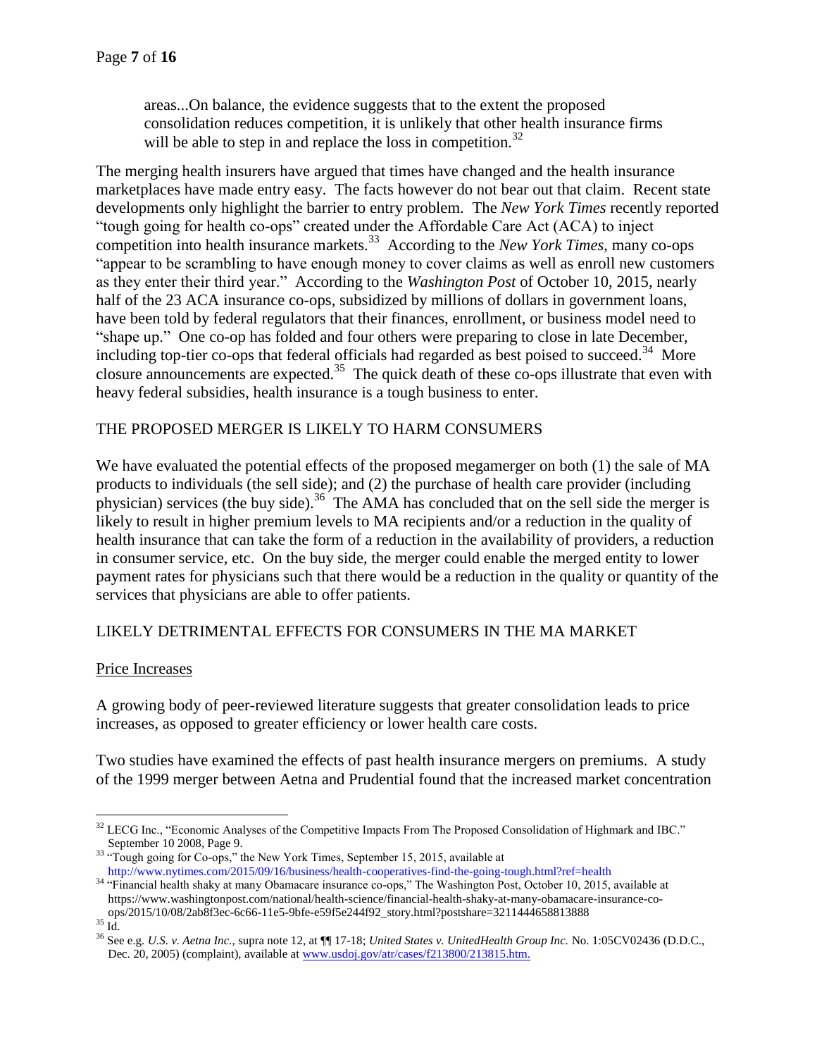> areas...On balance, the evidence suggests that to the extent the proposed consolidation reduces competition, it is unlikely that other health insurance firms will be able to step in and replace the loss in competition.[32]

The merging health insurers have argued that times have changed and the health insurance marketplaces have made entry easy. The facts however do not bear out that claim. Recent state developments only highlight the barrier to entry problem. The *New York Times* recently reported "tough going for health co-ops" created under the Affordable Care Act (ACA) to inject competition into health insurance markets.[33] According to the *New York Times*, many co-ops "appear to be scrambling to have enough money to cover claims as well as enroll new customers as they enter their third year." According to the *Washington Post* of October 10, 2015, nearly half of the 23 ACA insurance co-ops, subsidized by millions of dollars in government loans, have been told by federal regulators that their finances, enrollment, or business model need to "shape up." One co-op has folded and four others were preparing to close in late December, including top-tier co-ops that federal officials had regarded as best poised to succeed.[34] More closure announcements are expected.[35] The quick death of these co-ops illustrate that even with heavy federal subsidies, health insurance is a tough business to enter.

## THE PROPOSED MERGER IS LIKELY TO HARM CONSUMERS

We have evaluated the potential effects of the proposed megamerger on both (1) the sale of MA products to individuals (the sell side); and (2) the purchase of health care provider (including physician) services (the buy side).[36] The AMA has concluded that on the sell side the merger is likely to result in higher premium levels to MA recipients and/or a reduction in the quality of health insurance that can take the form of a reduction in the availability of providers, a reduction in consumer service, etc. On the buy side, the merger could enable the merged entity to lower payment rates for physicians such that there would be a reduction in the quality or quantity of the services that physicians are able to offer patients.

## LIKELY DETRIMENTAL EFFECTS FOR CONSUMERS IN THE MA MARKET

### Price Increases

A growing body of peer-reviewed literature suggests that greater consolidation leads to price increases, as opposed to greater efficiency or lower health care costs.

Two studies have examined the effects of past health insurance mergers on premiums. A study of the 1999 merger between Aetna and Prudential found that the increased market concentration

---

[32] LECG Inc., "Economic Analyses of the Competitive Impacts From The Proposed Consolidation of Highmark and IBC." September 10 2008, Page 9.

[33] "Tough going for Co-ops," the New York Times, September 15, 2015, available at http://www.nytimes.com/2015/09/16/business/health-cooperatives-find-the-going-tough.html?ref=health

[34] "Financial health shaky at many Obamacare insurance co-ops," The Washington Post, October 10, 2015, available at https://www.washingtonpost.com/national/health-science/financial-health-shaky-at-many-obamacare-insurance-co-ops/2015/10/08/2ab8f3ec-6c66-11e5-9bfe-e59f5e244f92_story.html?postshare=3211444658813888

[35] Id.

[36] See e.g. *U.S. v. Aetna Inc.*, supra note 12, at ¶¶ 17-18; *United States v. UnitedHealth Group Inc.* No. 1:05CV02436 (D.D.C., Dec. 20, 2005) (complaint), available at www.usdoj.gov/atr/cases/f213800/213815.htm.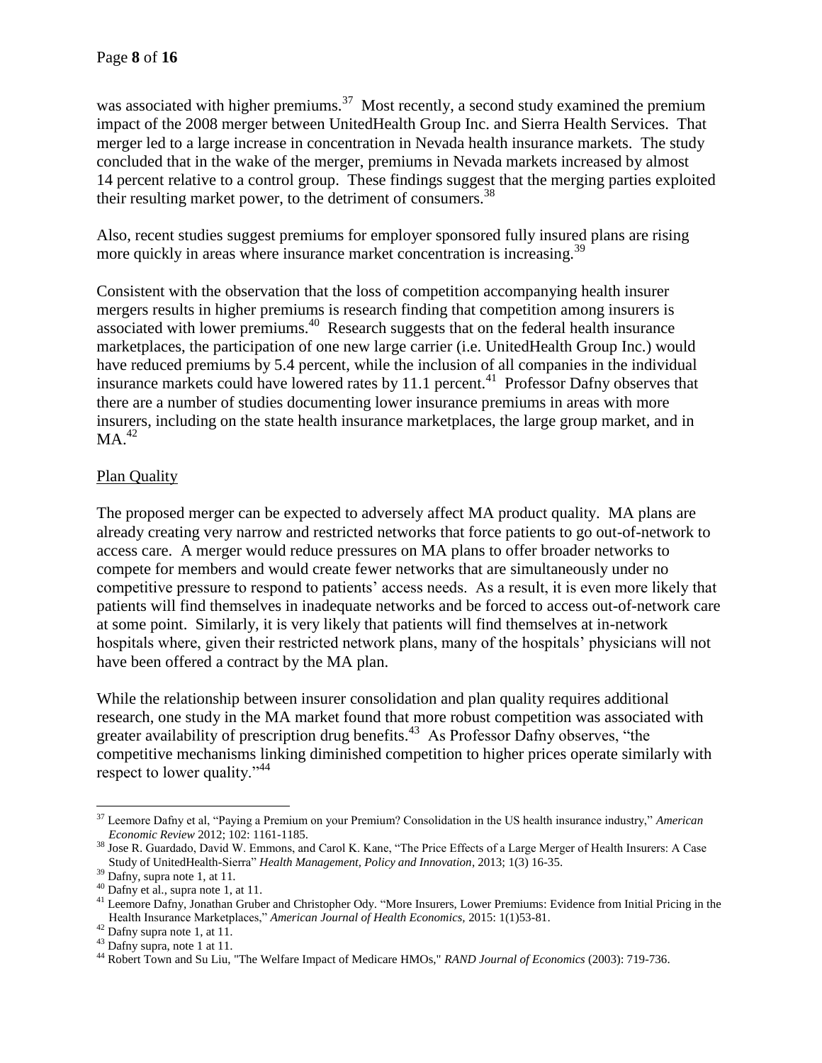was associated with higher premiums.[37] Most recently, a second study examined the premium impact of the 2008 merger between UnitedHealth Group Inc. and Sierra Health Services. That merger led to a large increase in concentration in Nevada health insurance markets. The study concluded that in the wake of the merger, premiums in Nevada markets increased by almost 14 percent relative to a control group. These findings suggest that the merging parties exploited their resulting market power, to the detriment of consumers.[38]

Also, recent studies suggest premiums for employer sponsored fully insured plans are rising more quickly in areas where insurance market concentration is increasing.[39]

Consistent with the observation that the loss of competition accompanying health insurer mergers results in higher premiums is research finding that competition among insurers is associated with lower premiums.[40] Research suggests that on the federal health insurance marketplaces, the participation of one new large carrier (i.e. UnitedHealth Group Inc.) would have reduced premiums by 5.4 percent, while the inclusion of all companies in the individual insurance markets could have lowered rates by 11.1 percent.[41] Professor Dafny observes that there are a number of studies documenting lower insurance premiums in areas with more insurers, including on the state health insurance marketplaces, the large group market, and in MA.[42]

<u>Plan Quality</u>

The proposed merger can be expected to adversely affect MA product quality. MA plans are already creating very narrow and restricted networks that force patients to go out-of-network to access care. A merger would reduce pressures on MA plans to offer broader networks to compete for members and would create fewer networks that are simultaneously under no competitive pressure to respond to patients' access needs. As a result, it is even more likely that patients will find themselves in inadequate networks and be forced to access out-of-network care at some point. Similarly, it is very likely that patients will find themselves at in-network hospitals where, given their restricted network plans, many of the hospitals' physicians will not have been offered a contract by the MA plan.

While the relationship between insurer consolidation and plan quality requires additional research, one study in the MA market found that more robust competition was associated with greater availability of prescription drug benefits.[43] As Professor Dafny observes, "the competitive mechanisms linking diminished competition to higher prices operate similarly with respect to lower quality."[44]

---

[37] Leemore Dafny et al, "Paying a Premium on your Premium? Consolidation in the US health insurance industry," *American Economic Review* 2012; 102: 1161-1185.

[38] Jose R. Guardado, David W. Emmons, and Carol K. Kane, "The Price Effects of a Large Merger of Health Insurers: A Case Study of UnitedHealth-Sierra" *Health Management, Policy and Innovation*, 2013; 1(3) 16-35.

[39] Dafny, supra note 1, at 11.

[40] Dafny et al., supra note 1, at 11.

[41] Leemore Dafny, Jonathan Gruber and Christopher Ody. "More Insurers, Lower Premiums: Evidence from Initial Pricing in the Health Insurance Marketplaces," *American Journal of Health Economics*, 2015: 1(1)53-81.

[42] Dafny supra note 1, at 11.

[43] Dafny supra, note 1 at 11.

[44] Robert Town and Su Liu, "The Welfare Impact of Medicare HMOs," *RAND Journal of Economics* (2003): 719-736.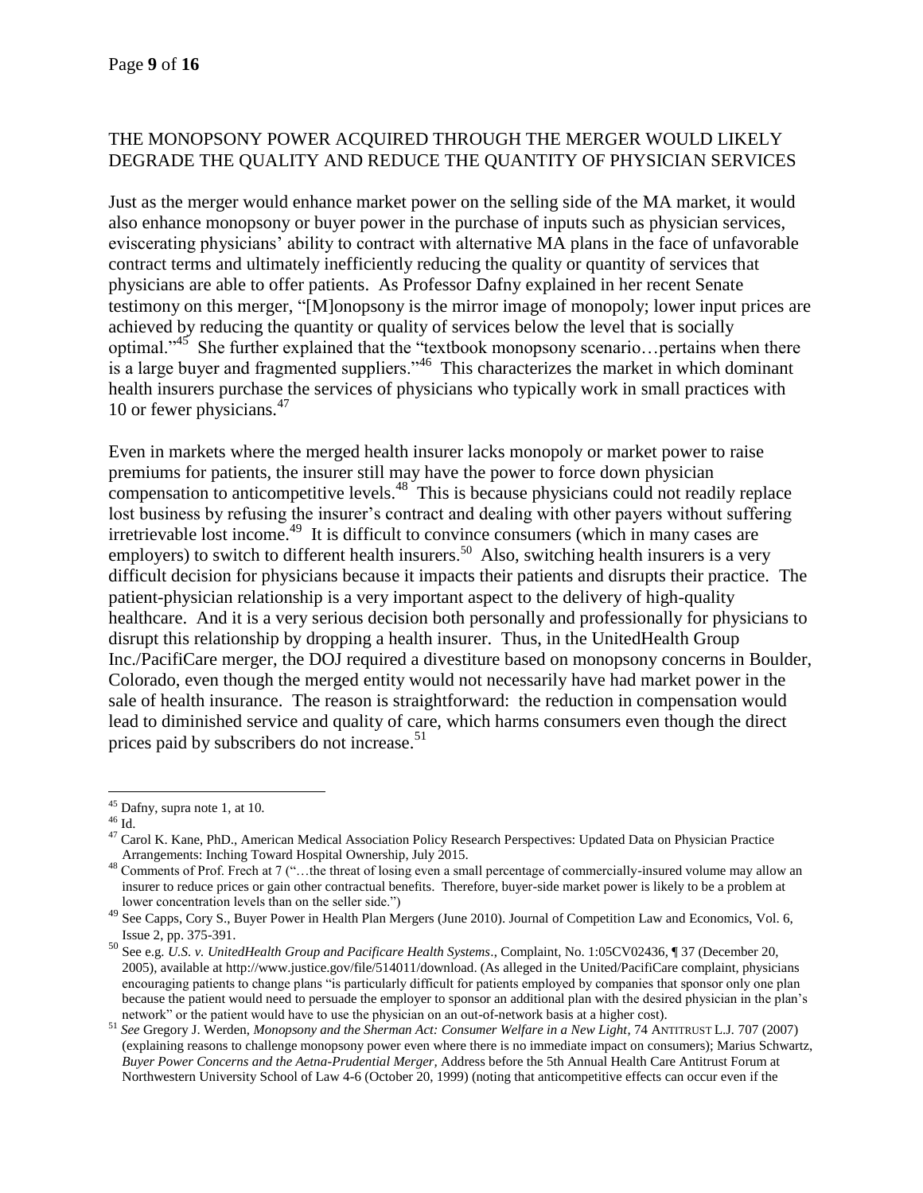## THE MONOPSONY POWER ACQUIRED THROUGH THE MERGER WOULD LIKELY DEGRADE THE QUALITY AND REDUCE THE QUANTITY OF PHYSICIAN SERVICES

Just as the merger would enhance market power on the selling side of the MA market, it would also enhance monopsony or buyer power in the purchase of inputs such as physician services, eviscerating physicians' ability to contract with alternative MA plans in the face of unfavorable contract terms and ultimately inefficiently reducing the quality or quantity of services that physicians are able to offer patients. As Professor Dafny explained in her recent Senate testimony on this merger, "[M]onopsony is the mirror image of monopoly; lower input prices are achieved by reducing the quantity or quality of services below the level that is socially optimal."[45] She further explained that the "textbook monopsony scenario…pertains when there is a large buyer and fragmented suppliers."[46] This characterizes the market in which dominant health insurers purchase the services of physicians who typically work in small practices with 10 or fewer physicians.[47]

Even in markets where the merged health insurer lacks monopoly or market power to raise premiums for patients, the insurer still may have the power to force down physician compensation to anticompetitive levels.[48] This is because physicians could not readily replace lost business by refusing the insurer's contract and dealing with other payers without suffering irretrievable lost income.[49] It is difficult to convince consumers (which in many cases are employers) to switch to different health insurers.[50] Also, switching health insurers is a very difficult decision for physicians because it impacts their patients and disrupts their practice. The patient-physician relationship is a very important aspect to the delivery of high-quality healthcare. And it is a very serious decision both personally and professionally for physicians to disrupt this relationship by dropping a health insurer. Thus, in the UnitedHealth Group Inc./PacifiCare merger, the DOJ required a divestiture based on monopsony concerns in Boulder, Colorado, even though the merged entity would not necessarily have had market power in the sale of health insurance. The reason is straightforward: the reduction in compensation would lead to diminished service and quality of care, which harms consumers even though the direct prices paid by subscribers do not increase.[51]

---

[45] Dafny, supra note 1, at 10.

[46] Id.

[47] Carol K. Kane, PhD., American Medical Association Policy Research Perspectives: Updated Data on Physician Practice Arrangements: Inching Toward Hospital Ownership, July 2015.

[48] Comments of Prof. Frech at 7 ("…the threat of losing even a small percentage of commercially-insured volume may allow an insurer to reduce prices or gain other contractual benefits. Therefore, buyer-side market power is likely to be a problem at lower concentration levels than on the seller side.")

[49] See Capps, Cory S., Buyer Power in Health Plan Mergers (June 2010). Journal of Competition Law and Economics, Vol. 6, Issue 2, pp. 375-391.

[50] See e.g. *U.S. v. UnitedHealth Group and Pacificare Health Systems*., Complaint, No. 1:05CV02436, ¶ 37 (December 20, 2005), available at http://www.justice.gov/file/514011/download. (As alleged in the United/PacifiCare complaint, physicians encouraging patients to change plans "is particularly difficult for patients employed by companies that sponsor only one plan because the patient would need to persuade the employer to sponsor an additional plan with the desired physician in the plan's network" or the patient would have to use the physician on an out-of-network basis at a higher cost).

[51] *See* Gregory J. Werden, *Monopsony and the Sherman Act: Consumer Welfare in a New Light*, 74 ANTITRUST L.J. 707 (2007) (explaining reasons to challenge monopsony power even where there is no immediate impact on consumers); Marius Schwartz, *Buyer Power Concerns and the Aetna-Prudential Merger,* Address before the 5th Annual Health Care Antitrust Forum at Northwestern University School of Law 4-6 (October 20, 1999) (noting that anticompetitive effects can occur even if the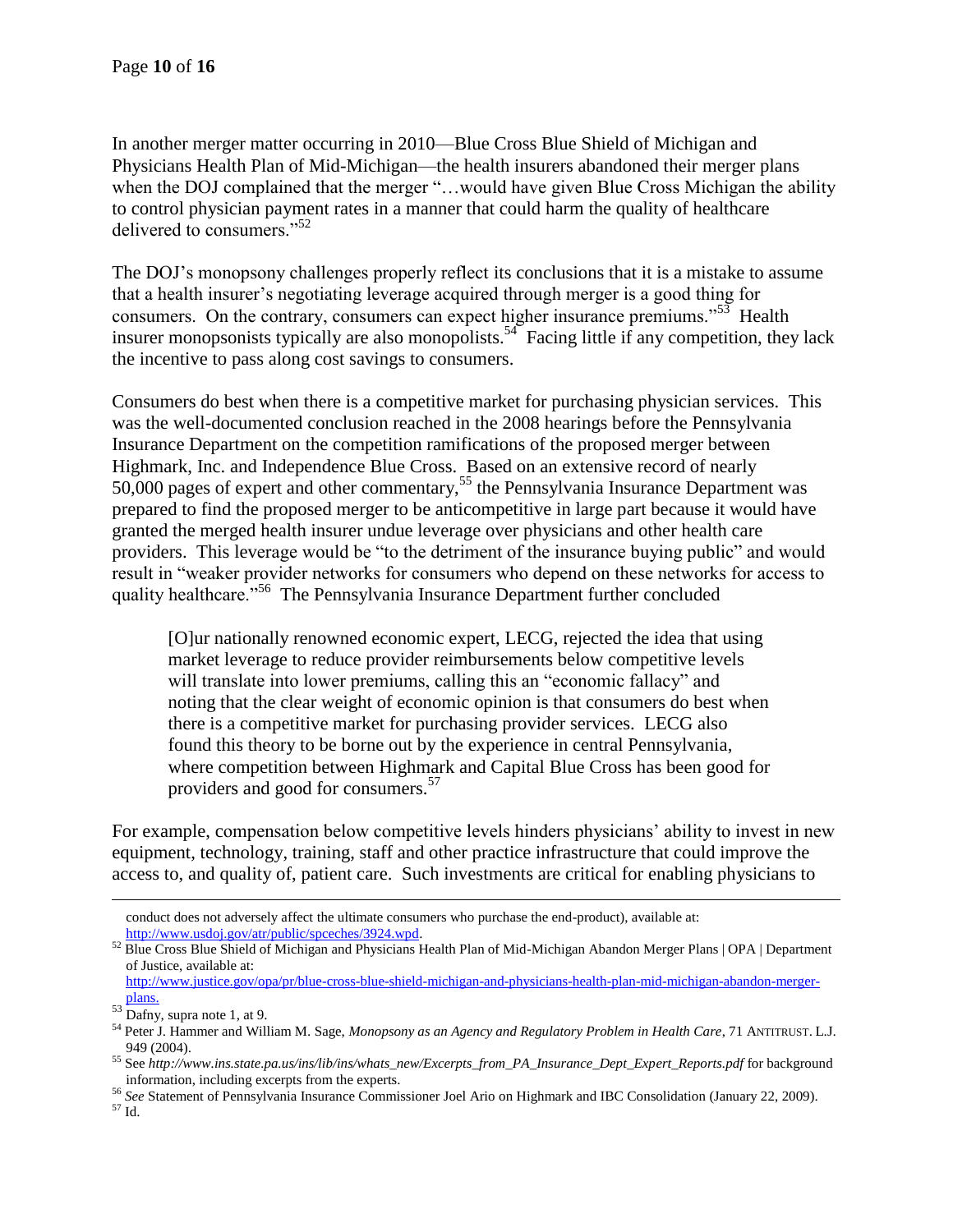In another merger matter occurring in 2010—Blue Cross Blue Shield of Michigan and Physicians Health Plan of Mid-Michigan—the health insurers abandoned their merger plans when the DOJ complained that the merger "…would have given Blue Cross Michigan the ability to control physician payment rates in a manner that could harm the quality of healthcare delivered to consumers."[52]

The DOJ's monopsony challenges properly reflect its conclusions that it is a mistake to assume that a health insurer's negotiating leverage acquired through merger is a good thing for consumers. On the contrary, consumers can expect higher insurance premiums."[53] Health insurer monopsonists typically are also monopolists.[54] Facing little if any competition, they lack the incentive to pass along cost savings to consumers.

Consumers do best when there is a competitive market for purchasing physician services. This was the well-documented conclusion reached in the 2008 hearings before the Pennsylvania Insurance Department on the competition ramifications of the proposed merger between Highmark, Inc. and Independence Blue Cross. Based on an extensive record of nearly 50,000 pages of expert and other commentary,[55] the Pennsylvania Insurance Department was prepared to find the proposed merger to be anticompetitive in large part because it would have granted the merged health insurer undue leverage over physicians and other health care providers. This leverage would be "to the detriment of the insurance buying public" and would result in "weaker provider networks for consumers who depend on these networks for access to quality healthcare."[56] The Pennsylvania Insurance Department further concluded

> [O]ur nationally renowned economic expert, LECG, rejected the idea that using market leverage to reduce provider reimbursements below competitive levels will translate into lower premiums, calling this an "economic fallacy" and noting that the clear weight of economic opinion is that consumers do best when there is a competitive market for purchasing provider services. LECG also found this theory to be borne out by the experience in central Pennsylvania, where competition between Highmark and Capital Blue Cross has been good for providers and good for consumers.[57]

For example, compensation below competitive levels hinders physicians' ability to invest in new equipment, technology, training, staff and other practice infrastructure that could improve the access to, and quality of, patient care. Such investments are critical for enabling physicians to

---

conduct does not adversely affect the ultimate consumers who purchase the end-product), available at: http://www.usdoj.gov/atr/public/spceches/3924.wpd.

[52] Blue Cross Blue Shield of Michigan and Physicians Health Plan of Mid-Michigan Abandon Merger Plans | OPA | Department of Justice, available at: http://www.justice.gov/opa/pr/blue-cross-blue-shield-michigan-and-physicians-health-plan-mid-michigan-abandon-merger-plans.

[53] Dafny, supra note 1, at 9.

[54] Peter J. Hammer and William M. Sage, *Monopsony as an Agency and Regulatory Problem in Health Care*, 71 ANTITRUST. L.J. 949 (2004).

[55] See *http://www.ins.state.pa.us/ins/lib/ins/whats_new/Excerpts_from_PA_Insurance_Dept_Expert_Reports.pdf* for background information, including excerpts from the experts.

[56] *See* Statement of Pennsylvania Insurance Commissioner Joel Ario on Highmark and IBC Consolidation (January 22, 2009).

[57] Id.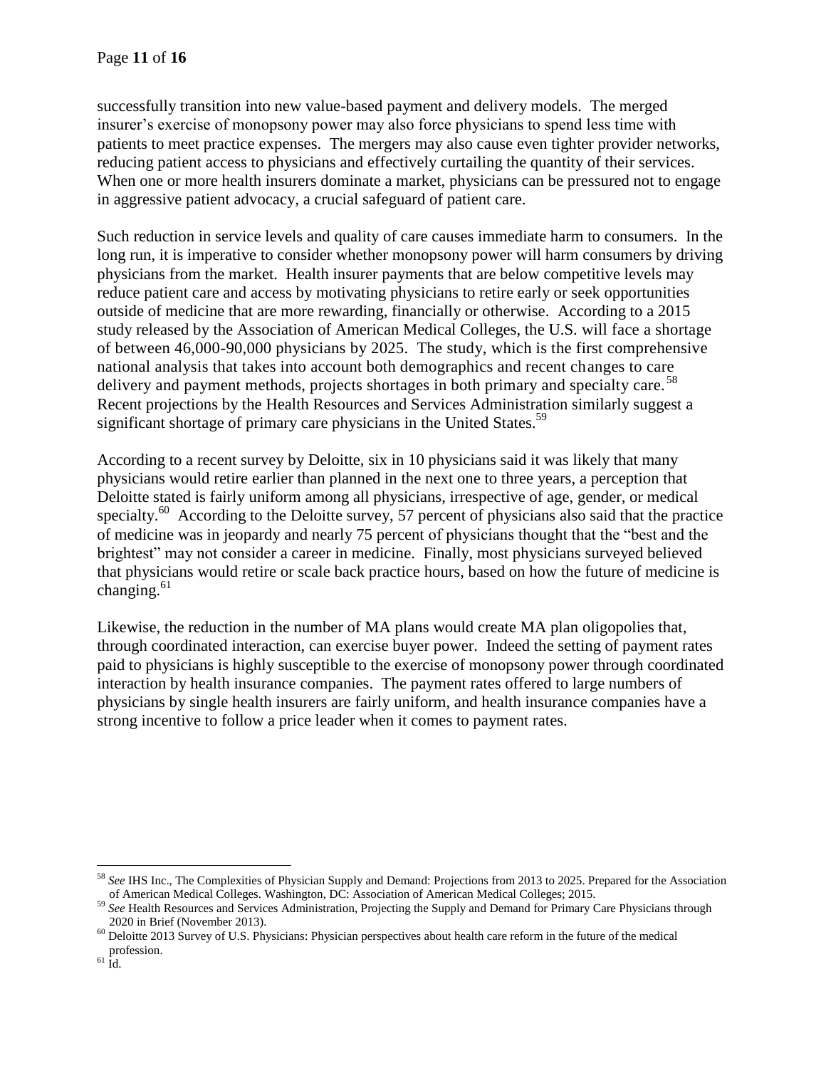successfully transition into new value-based payment and delivery models. The merged insurer's exercise of monopsony power may also force physicians to spend less time with patients to meet practice expenses. The mergers may also cause even tighter provider networks, reducing patient access to physicians and effectively curtailing the quantity of their services. When one or more health insurers dominate a market, physicians can be pressured not to engage in aggressive patient advocacy, a crucial safeguard of patient care.

Such reduction in service levels and quality of care causes immediate harm to consumers. In the long run, it is imperative to consider whether monopsony power will harm consumers by driving physicians from the market. Health insurer payments that are below competitive levels may reduce patient care and access by motivating physicians to retire early or seek opportunities outside of medicine that are more rewarding, financially or otherwise. According to a 2015 study released by the Association of American Medical Colleges, the U.S. will face a shortage of between 46,000-90,000 physicians by 2025. The study, which is the first comprehensive national analysis that takes into account both demographics and recent changes to care delivery and payment methods, projects shortages in both primary and specialty care.[58] Recent projections by the Health Resources and Services Administration similarly suggest a significant shortage of primary care physicians in the United States.[59]

According to a recent survey by Deloitte, six in 10 physicians said it was likely that many physicians would retire earlier than planned in the next one to three years, a perception that Deloitte stated is fairly uniform among all physicians, irrespective of age, gender, or medical specialty.[60] According to the Deloitte survey, 57 percent of physicians also said that the practice of medicine was in jeopardy and nearly 75 percent of physicians thought that the "best and the brightest" may not consider a career in medicine. Finally, most physicians surveyed believed that physicians would retire or scale back practice hours, based on how the future of medicine is changing.[61]

Likewise, the reduction in the number of MA plans would create MA plan oligopolies that, through coordinated interaction, can exercise buyer power. Indeed the setting of payment rates paid to physicians is highly susceptible to the exercise of monopsony power through coordinated interaction by health insurance companies. The payment rates offered to large numbers of physicians by single health insurers are fairly uniform, and health insurance companies have a strong incentive to follow a price leader when it comes to payment rates.

---

[58] *See* IHS Inc., The Complexities of Physician Supply and Demand: Projections from 2013 to 2025. Prepared for the Association of American Medical Colleges. Washington, DC: Association of American Medical Colleges; 2015.

[59] *See* Health Resources and Services Administration, Projecting the Supply and Demand for Primary Care Physicians through 2020 in Brief (November 2013).

[60] Deloitte 2013 Survey of U.S. Physicians: Physician perspectives about health care reform in the future of the medical profession.

[61] Id.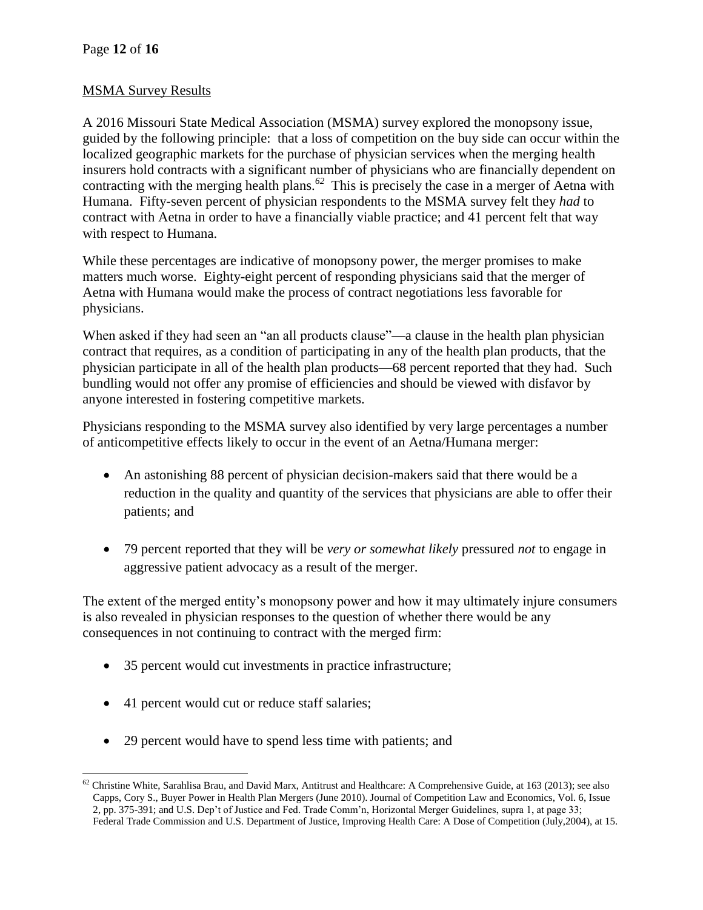MSMA Survey Results

A 2016 Missouri State Medical Association (MSMA) survey explored the monopsony issue, guided by the following principle: that a loss of competition on the buy side can occur within the localized geographic markets for the purchase of physician services when the merging health insurers hold contracts with a significant number of physicians who are financially dependent on contracting with the merging health plans.[62] This is precisely the case in a merger of Aetna with Humana. Fifty-seven percent of physician respondents to the MSMA survey felt they *had* to contract with Aetna in order to have a financially viable practice; and 41 percent felt that way with respect to Humana.

While these percentages are indicative of monopsony power, the merger promises to make matters much worse. Eighty-eight percent of responding physicians said that the merger of Aetna with Humana would make the process of contract negotiations less favorable for physicians.

When asked if they had seen an "an all products clause"—a clause in the health plan physician contract that requires, as a condition of participating in any of the health plan products, that the physician participate in all of the health plan products—68 percent reported that they had. Such bundling would not offer any promise of efficiencies and should be viewed with disfavor by anyone interested in fostering competitive markets.

Physicians responding to the MSMA survey also identified by very large percentages a number of anticompetitive effects likely to occur in the event of an Aetna/Humana merger:

- An astonishing 88 percent of physician decision-makers said that there would be a reduction in the quality and quantity of the services that physicians are able to offer their patients; and
- 79 percent reported that they will be *very or somewhat likely* pressured *not* to engage in aggressive patient advocacy as a result of the merger.

The extent of the merged entity's monopsony power and how it may ultimately injure consumers is also revealed in physician responses to the question of whether there would be any consequences in not continuing to contract with the merged firm:

- 35 percent would cut investments in practice infrastructure;
- 41 percent would cut or reduce staff salaries;
- 29 percent would have to spend less time with patients; and

[62] Christine White, Sarahlisa Brau, and David Marx, Antitrust and Healthcare: A Comprehensive Guide, at 163 (2013); see also Capps, Cory S., Buyer Power in Health Plan Mergers (June 2010). Journal of Competition Law and Economics, Vol. 6, Issue 2, pp. 375-391; and U.S. Dep't of Justice and Fed. Trade Comm'n, Horizontal Merger Guidelines, supra 1, at page 33; Federal Trade Commission and U.S. Department of Justice, Improving Health Care: A Dose of Competition (July,2004), at 15.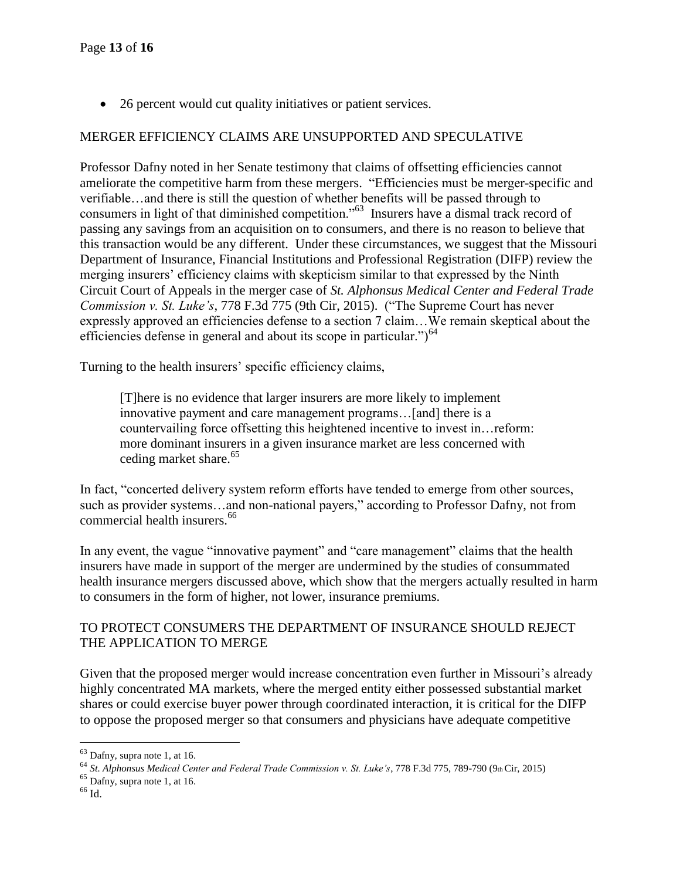- 26 percent would cut quality initiatives or patient services.

## MERGER EFFICIENCY CLAIMS ARE UNSUPPORTED AND SPECULATIVE

Professor Dafny noted in her Senate testimony that claims of offsetting efficiencies cannot ameliorate the competitive harm from these mergers. "Efficiencies must be merger-specific and verifiable…and there is still the question of whether benefits will be passed through to consumers in light of that diminished competition."[63] Insurers have a dismal track record of passing any savings from an acquisition on to consumers, and there is no reason to believe that this transaction would be any different. Under these circumstances, we suggest that the Missouri Department of Insurance, Financial Institutions and Professional Registration (DIFP) review the merging insurers' efficiency claims with skepticism similar to that expressed by the Ninth Circuit Court of Appeals in the merger case of *St. Alphonsus Medical Center and Federal Trade Commission v. St. Luke's*, 778 F.3d 775 (9th Cir, 2015). ("The Supreme Court has never expressly approved an efficiencies defense to a section 7 claim…We remain skeptical about the efficiencies defense in general and about its scope in particular.")[64]

Turning to the health insurers' specific efficiency claims,

> [T]here is no evidence that larger insurers are more likely to implement innovative payment and care management programs…[and] there is a countervailing force offsetting this heightened incentive to invest in…reform: more dominant insurers in a given insurance market are less concerned with ceding market share.[65]

In fact, "concerted delivery system reform efforts have tended to emerge from other sources, such as provider systems…and non-national payers," according to Professor Dafny, not from commercial health insurers.[66]

In any event, the vague "innovative payment" and "care management" claims that the health insurers have made in support of the merger are undermined by the studies of consummated health insurance mergers discussed above, which show that the mergers actually resulted in harm to consumers in the form of higher, not lower, insurance premiums.

## TO PROTECT CONSUMERS THE DEPARTMENT OF INSURANCE SHOULD REJECT THE APPLICATION TO MERGE

Given that the proposed merger would increase concentration even further in Missouri's already highly concentrated MA markets, where the merged entity either possessed substantial market shares or could exercise buyer power through coordinated interaction, it is critical for the DIFP to oppose the proposed merger so that consumers and physicians have adequate competitive

---

[63] Dafny, supra note 1, at 16.

[64] *St. Alphonsus Medical Center and Federal Trade Commission v. St. Luke's*, 778 F.3d 775, 789-790 (9th Cir, 2015)

[65] Dafny, supra note 1, at 16.

[66] Id.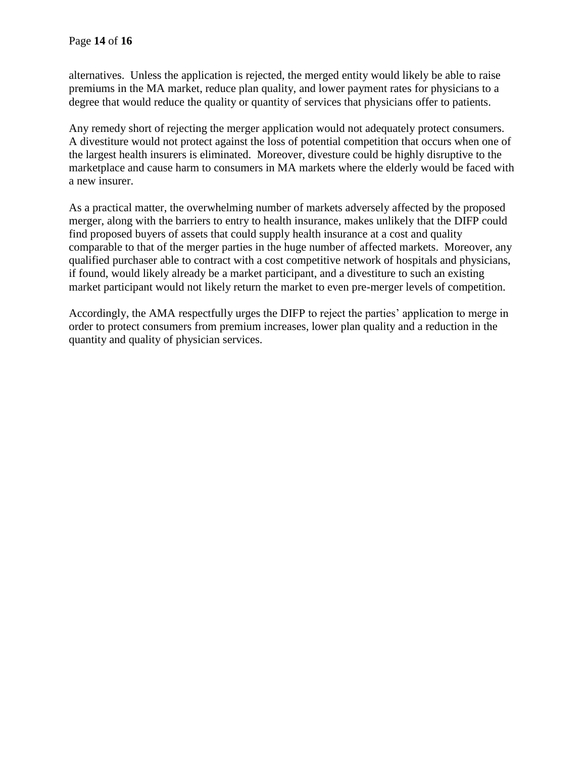alternatives. Unless the application is rejected, the merged entity would likely be able to raise premiums in the MA market, reduce plan quality, and lower payment rates for physicians to a degree that would reduce the quality or quantity of services that physicians offer to patients.

Any remedy short of rejecting the merger application would not adequately protect consumers. A divestiture would not protect against the loss of potential competition that occurs when one of the largest health insurers is eliminated. Moreover, divesture could be highly disruptive to the marketplace and cause harm to consumers in MA markets where the elderly would be faced with a new insurer.

As a practical matter, the overwhelming number of markets adversely affected by the proposed merger, along with the barriers to entry to health insurance, makes unlikely that the DIFP could find proposed buyers of assets that could supply health insurance at a cost and quality comparable to that of the merger parties in the huge number of affected markets. Moreover, any qualified purchaser able to contract with a cost competitive network of hospitals and physicians, if found, would likely already be a market participant, and a divestiture to such an existing market participant would not likely return the market to even pre-merger levels of competition.

Accordingly, the AMA respectfully urges the DIFP to reject the parties' application to merge in order to protect consumers from premium increases, lower plan quality and a reduction in the quantity and quality of physician services.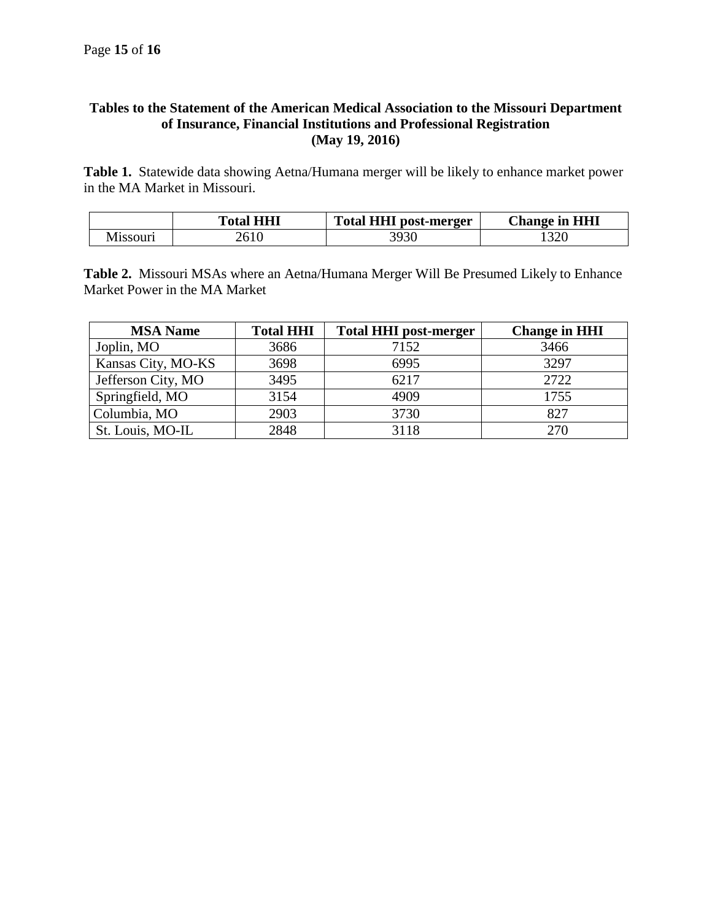**Tables to the Statement of the American Medical Association to the Missouri Department of Insurance, Financial Institutions and Professional Registration (May 19, 2016)**

**Table 1.** Statewide data showing Aetna/Humana merger will be likely to enhance market power in the MA Market in Missouri.

| | Total HHI | Total HHI post-merger | Change in HHI |
|---|---|---|---|
| Missouri | 2610 | 3930 | 1320 |

**Table 2.** Missouri MSAs where an Aetna/Humana Merger Will Be Presumed Likely to Enhance Market Power in the MA Market

| MSA Name | Total HHI | Total HHI post-merger | Change in HHI |
|---|---|---|---|
| Joplin, MO | 3686 | 7152 | 3466 |
| Kansas City, MO-KS | 3698 | 6995 | 3297 |
| Jefferson City, MO | 3495 | 6217 | 2722 |
| Springfield, MO | 3154 | 4909 | 1755 |
| Columbia, MO | 2903 | 3730 | 827 |
| St. Louis, MO-IL | 2848 | 3118 | 270 |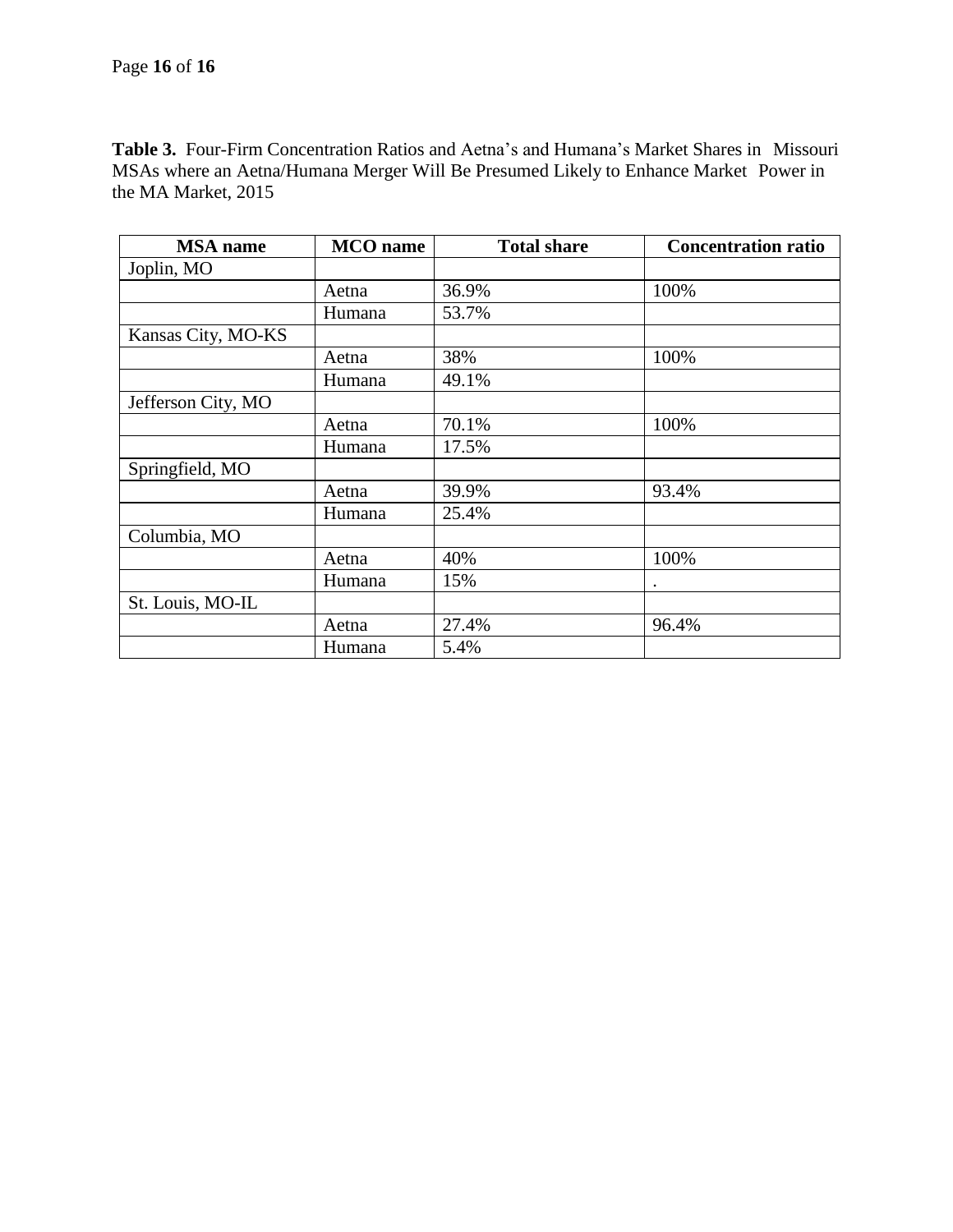**Table 3.** Four-Firm Concentration Ratios and Aetna's and Humana's Market Shares in Missouri MSAs where an Aetna/Humana Merger Will Be Presumed Likely to Enhance Market Power in the MA Market, 2015

| MSA name | MCO name | Total share | Concentration ratio |
|---|---|---|---|
| Joplin, MO | | | |
| | Aetna | 36.9% | 100% |
| | Humana | 53.7% | |
| Kansas City, MO-KS | | | |
| | Aetna | 38% | 100% |
| | Humana | 49.1% | |
| Jefferson City, MO | | | |
| | Aetna | 70.1% | 100% |
| | Humana | 17.5% | |
| Springfield, MO | | | |
| | Aetna | 39.9% | 93.4% |
| | Humana | 25.4% | |
| Columbia, MO | | | |
| | Aetna | 40% | 100% |
| | Humana | 15% | . |
| St. Louis, MO-IL | | | |
| | Aetna | 27.4% | 96.4% |
| | Humana | 5.4% | |